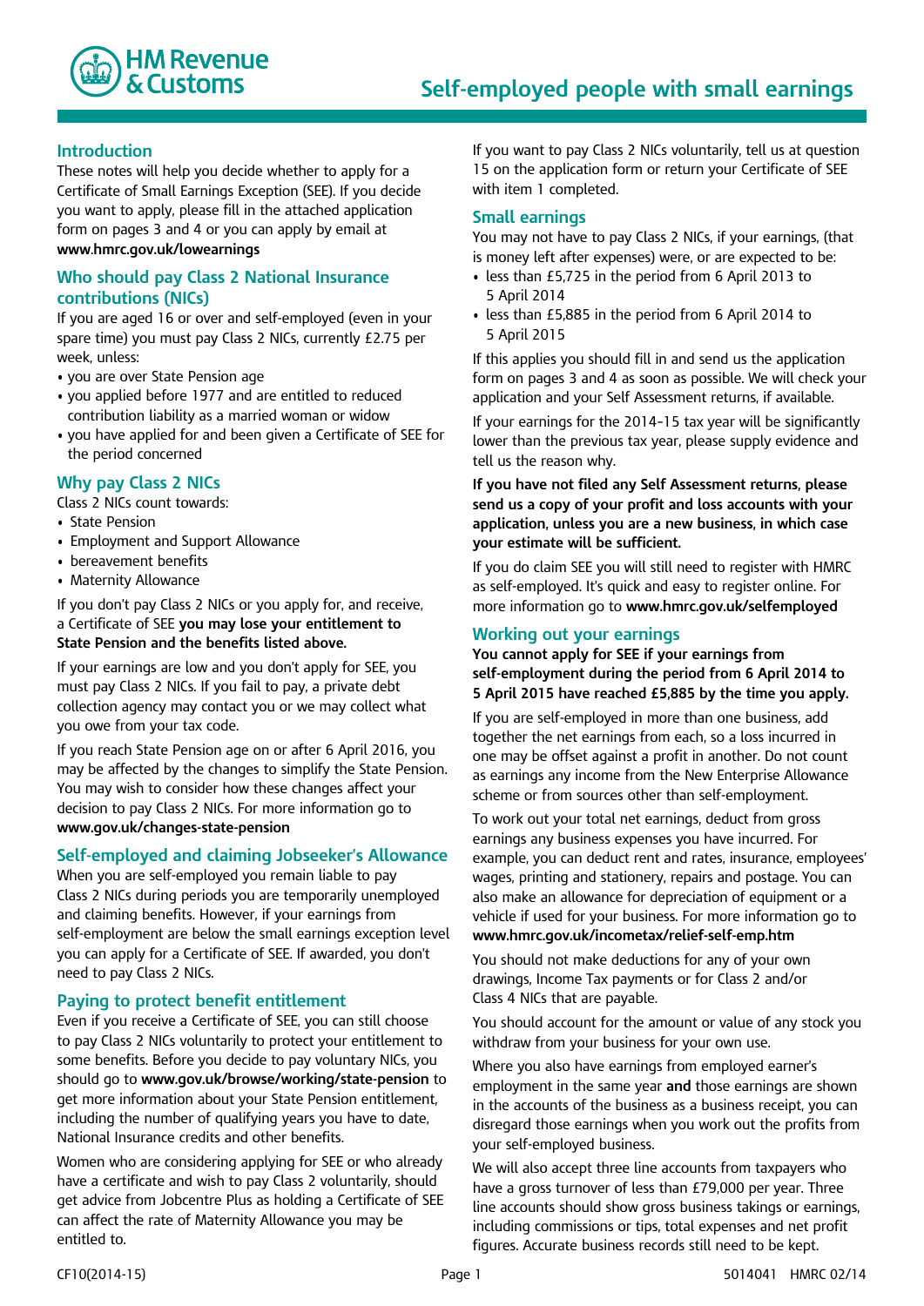HM Revenue & Customs

# Self-employed people with small earnings

## Introduction

These notes will help you decide whether to apply for a Certificate of Small Earnings Exception (SEE). If you decide you want to apply, please fill in the attached application form on pages 3 and 4 or you can apply by email at **www.hmrc.gov.uk/lowearnings**

## Who should pay Class 2 National Insurance contributions (NICs)

If you are aged 16 or over and self-employed (even in your spare time) you must pay Class 2 NICs, currently £2.75 per week, unless:

- you are over State Pension age
- you applied before 1977 and are entitled to reduced contribution liability as a married woman or widow
- you have applied for and been given a Certificate of SEE for the period concerned

## Why pay Class 2 NICs

Class 2 NICs count towards:

- State Pension
- Employment and Support Allowance
- bereavement benefits
- Maternity Allowance

If you don't pay Class 2 NICs or you apply for, and receive, a Certificate of SEE **you may lose your entitlement to State Pension and the benefits listed above.**

If your earnings are low and you don't apply for SEE, you must pay Class 2 NICs. If you fail to pay, a private debt collection agency may contact you or we may collect what you owe from your tax code.

If you reach State Pension age on or after 6 April 2016, you may be affected by the changes to simplify the State Pension. You may wish to consider how these changes affect your decision to pay Class 2 NICs. For more information go to **www.gov.uk/changes-state-pension**

## Self-employed and claiming Jobseeker's Allowance

When you are self-employed you remain liable to pay Class 2 NICs during periods you are temporarily unemployed and claiming benefits. However, if your earnings from self-employment are below the small earnings exception level you can apply for a Certificate of SEE. If awarded, you don't need to pay Class 2 NICs.

## Paying to protect benefit entitlement

Even if you receive a Certificate of SEE, you can still choose to pay Class 2 NICs voluntarily to protect your entitlement to some benefits. Before you decide to pay voluntary NICs, you should go to **www.gov.uk/browse/working/state-pension** to get more information about your State Pension entitlement, including the number of qualifying years you have to date, National Insurance credits and other benefits.

Women who are considering applying for SEE or who already have a certificate and wish to pay Class 2 voluntarily, should get advice from Jobcentre Plus as holding a Certificate of SEE can affect the rate of Maternity Allowance you may be entitled to.

If you want to pay Class 2 NICs voluntarily, tell us at question 15 on the application form or return your Certificate of SEE with item 1 completed.

## Small earnings

You may not have to pay Class 2 NICs, if your earnings, (that is money left after expenses) were, or are expected to be:

- less than £5,725 in the period from 6 April 2013 to 5 April 2014
- less than £5,885 in the period from 6 April 2014 to 5 April 2015

If this applies you should fill in and send us the application form on pages 3 and 4 as soon as possible. We will check your application and your Self Assessment returns, if available.

If your earnings for the 2014-15 tax year will be significantly lower than the previous tax year, please supply evidence and tell us the reason why.

**If you have not filed any Self Assessment returns, please send us a copy of your profit and loss accounts with your application, unless you are a new business, in which case your estimate will be sufficient.**

If you do claim SEE you will still need to register with HMRC as self-employed. It's quick and easy to register online. For more information go to **www.hmrc.gov.uk/selfemployed**

## Working out your earnings

**You cannot apply for SEE if your earnings from self-employment during the period from 6 April 2014 to 5 April 2015 have reached £5,885 by the time you apply.**

If you are self-employed in more than one business, add together the net earnings from each, so a loss incurred in one may be offset against a profit in another. Do not count as earnings any income from the New Enterprise Allowance scheme or from sources other than self-employment.

To work out your total net earnings, deduct from gross earnings any business expenses you have incurred. For example, you can deduct rent and rates, insurance, employees' wages, printing and stationery, repairs and postage. You can also make an allowance for depreciation of equipment or a vehicle if used for your business. For more information go to **www.hmrc.gov.uk/incometax/relief-self-emp.htm**

You should not make deductions for any of your own drawings, Income Tax payments or for Class 2 and/or Class 4 NICs that are payable.

You should account for the amount or value of any stock you withdraw from your business for your own use.

Where you also have earnings from employed earner's employment in the same year **and** those earnings are shown in the accounts of the business as a business receipt, you can disregard those earnings when you work out the profits from your self-employed business.

We will also accept three line accounts from taxpayers who have a gross turnover of less than £79,000 per year. Three line accounts should show gross business takings or earnings, including commissions or tips, total expenses and net profit figures. Accurate business records still need to be kept.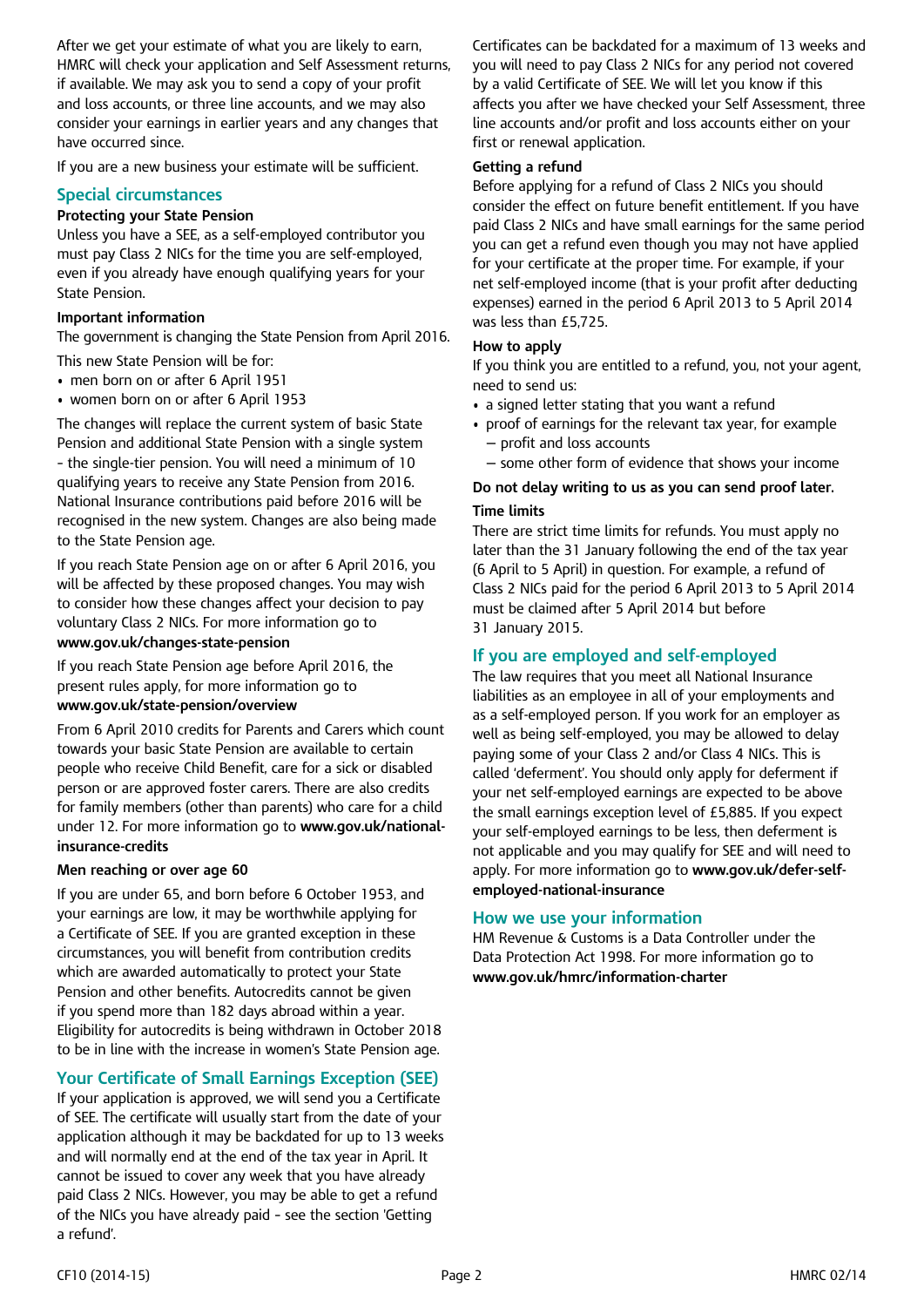After we get your estimate of what you are likely to earn, HMRC will check your application and Self Assessment returns, if available. We may ask you to send a copy of your profit and loss accounts, or three line accounts, and we may also consider your earnings in earlier years and any changes that have occurred since.

If you are a new business your estimate will be sufficient.

## Special circumstances

### Protecting your State Pension

Unless you have a SEE, as a self-employed contributor you must pay Class 2 NICs for the time you are self-employed, even if you already have enough qualifying years for your State Pension.

### Important information

The government is changing the State Pension from April 2016.

This new State Pension will be for:

- men born on or after 6 April 1951
- women born on or after 6 April 1953

The changes will replace the current system of basic State Pension and additional State Pension with a single system - the single-tier pension. You will need a minimum of 10 qualifying years to receive any State Pension from 2016. National Insurance contributions paid before 2016 will be recognised in the new system. Changes are also being made to the State Pension age.

If you reach State Pension age on or after 6 April 2016, you will be affected by these proposed changes. You may wish to consider how these changes affect your decision to pay voluntary Class 2 NICs. For more information go to **www.gov.uk/changes-state-pension**

If you reach State Pension age before April 2016, the present rules apply, for more information go to **www.gov.uk/state-pension/overview**

From 6 April 2010 credits for Parents and Carers which count towards your basic State Pension are available to certain people who receive Child Benefit, care for a sick or disabled person or are approved foster carers. There are also credits for family members (other than parents) who care for a child under 12. For more information go to **www.gov.uk/national-insurance-credits**

### Men reaching or over age 60

If you are under 65, and born before 6 October 1953, and your earnings are low, it may be worthwhile applying for a Certificate of SEE. If you are granted exception in these circumstances, you will benefit from contribution credits which are awarded automatically to protect your State Pension and other benefits. Autocredits cannot be given if you spend more than 182 days abroad within a year. Eligibility for autocredits is being withdrawn in October 2018 to be in line with the increase in women's State Pension age.

## Your Certificate of Small Earnings Exception (SEE)

If your application is approved, we will send you a Certificate of SEE. The certificate will usually start from the date of your application although it may be backdated for up to 13 weeks and will normally end at the end of the tax year in April. It cannot be issued to cover any week that you have already paid Class 2 NICs. However, you may be able to get a refund of the NICs you have already paid - see the section 'Getting a refund'.

Certificates can be backdated for a maximum of 13 weeks and you will need to pay Class 2 NICs for any period not covered by a valid Certificate of SEE. We will let you know if this affects you after we have checked your Self Assessment, three line accounts and/or profit and loss accounts either on your first or renewal application.

### Getting a refund

Before applying for a refund of Class 2 NICs you should consider the effect on future benefit entitlement. If you have paid Class 2 NICs and have small earnings for the same period you can get a refund even though you may not have applied for your certificate at the proper time. For example, if your net self-employed income (that is your profit after deducting expenses) earned in the period 6 April 2013 to 5 April 2014 was less than £5,725.

### How to apply

If you think you are entitled to a refund, you, not your agent, need to send us:

- a signed letter stating that you want a refund
- proof of earnings for the relevant tax year, for example
  - profit and loss accounts
  - some other form of evidence that shows your income

**Do not delay writing to us as you can send proof later.**

### Time limits

There are strict time limits for refunds. You must apply no later than the 31 January following the end of the tax year (6 April to 5 April) in question. For example, a refund of Class 2 NICs paid for the period 6 April 2013 to 5 April 2014 must be claimed after 5 April 2014 but before 31 January 2015.

## If you are employed and self-employed

The law requires that you meet all National Insurance liabilities as an employee in all of your employments and as a self-employed person. If you work for an employer as well as being self-employed, you may be allowed to delay paying some of your Class 2 and/or Class 4 NICs. This is called 'deferment'. You should only apply for deferment if your net self-employed earnings are expected to be above the small earnings exception level of £5,885. If you expect your self-employed earnings to be less, then deferment is not applicable and you may qualify for SEE and will need to apply. For more information go to **www.gov.uk/defer-self-employed-national-insurance**

## How we use your information

HM Revenue & Customs is a Data Controller under the Data Protection Act 1998. For more information go to **www.gov.uk/hmrc/information-charter**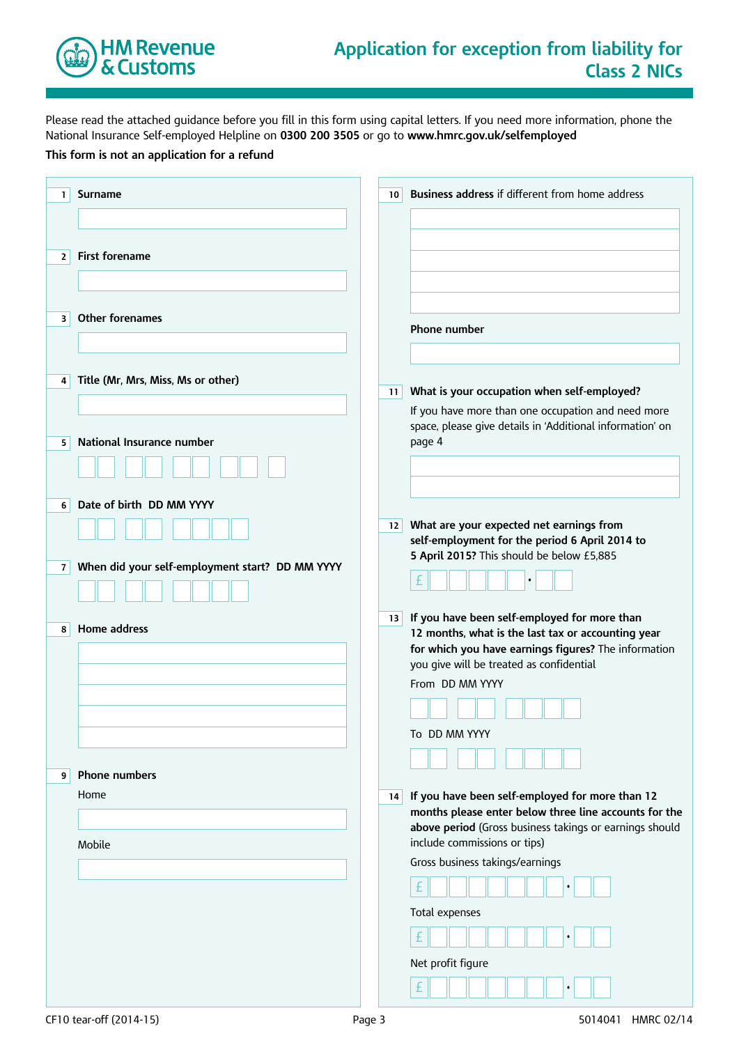HM Revenue & Customs

# Application for exception from liability for Class 2 NICs

Please read the attached guidance before you fill in this form using capital letters. If you need more information, phone the National Insurance Self-employed Helpline on **0300 200 3505** or go to **www.hmrc.gov.uk/selfemployed**

**This form is not an application for a refund**

**1 Surname**

**2 First forename**

**3 Other forenames**

**4 Title (Mr, Mrs, Miss, Ms or other)**

**5 National Insurance number**

**6 Date of birth DD MM YYYY**

**7 When did your self-employment start? DD MM YYYY**

**8 Home address**

**9 Phone numbers**

Home

Mobile

**10 Business address** if different from home address

**Phone number**

**11 What is your occupation when self-employed?**

If you have more than one occupation and need more space, please give details in 'Additional information' on page 4

**12 What are your expected net earnings from self-employment for the period 6 April 2014 to 5 April 2015?** This should be below £5,885

£ .

**13 If you have been self-employed for more than 12 months, what is the last tax or accounting year for which you have earnings figures?** The information you give will be treated as confidential

From DD MM YYYY

To DD MM YYYY

**14 If you have been self-employed for more than 12 months please enter below three line accounts for the above period** (Gross business takings or earnings should include commissions or tips)

Gross business takings/earnings

£ .

Total expenses

£ .

Net profit figure

£ .

CF10 tear-off (2014-15) 5014041 HMRC 02/14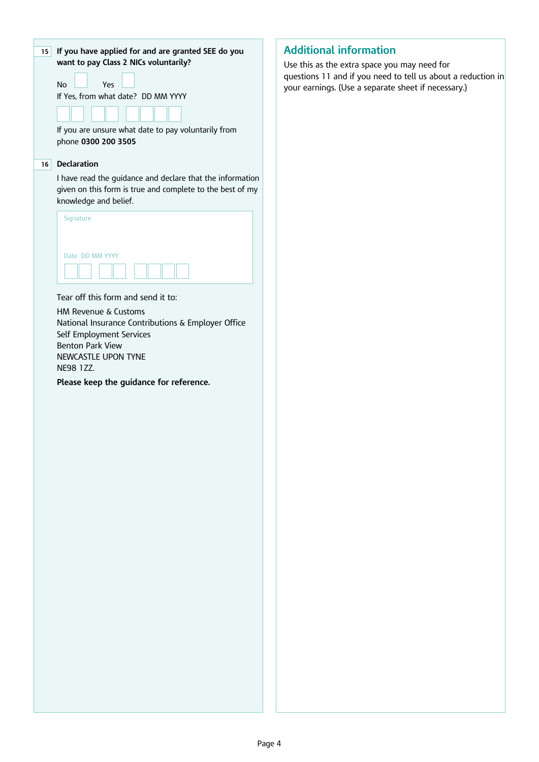**15** **If you have applied for and are granted SEE do you want to pay Class 2 NICs voluntarily?**

No ☐ Yes ☐

If Yes, from what date? DD MM YYYY

If you are unsure what date to pay voluntarily from phone **0300 200 3505**

**16** **Declaration**

I have read the guidance and declare that the information given on this form is true and complete to the best of my knowledge and belief.

Signature

Date DD MM YYYY

Tear off this form and send it to:

HM Revenue & Customs
National Insurance Contributions & Employer Office
Self Employment Services
Benton Park View
NEWCASTLE UPON TYNE
NE98 1ZZ.

**Please keep the guidance for reference.**

## Additional information

Use this as the extra space you may need for questions 11 and if you need to tell us about a reduction in your earnings. (Use a separate sheet if necessary.)